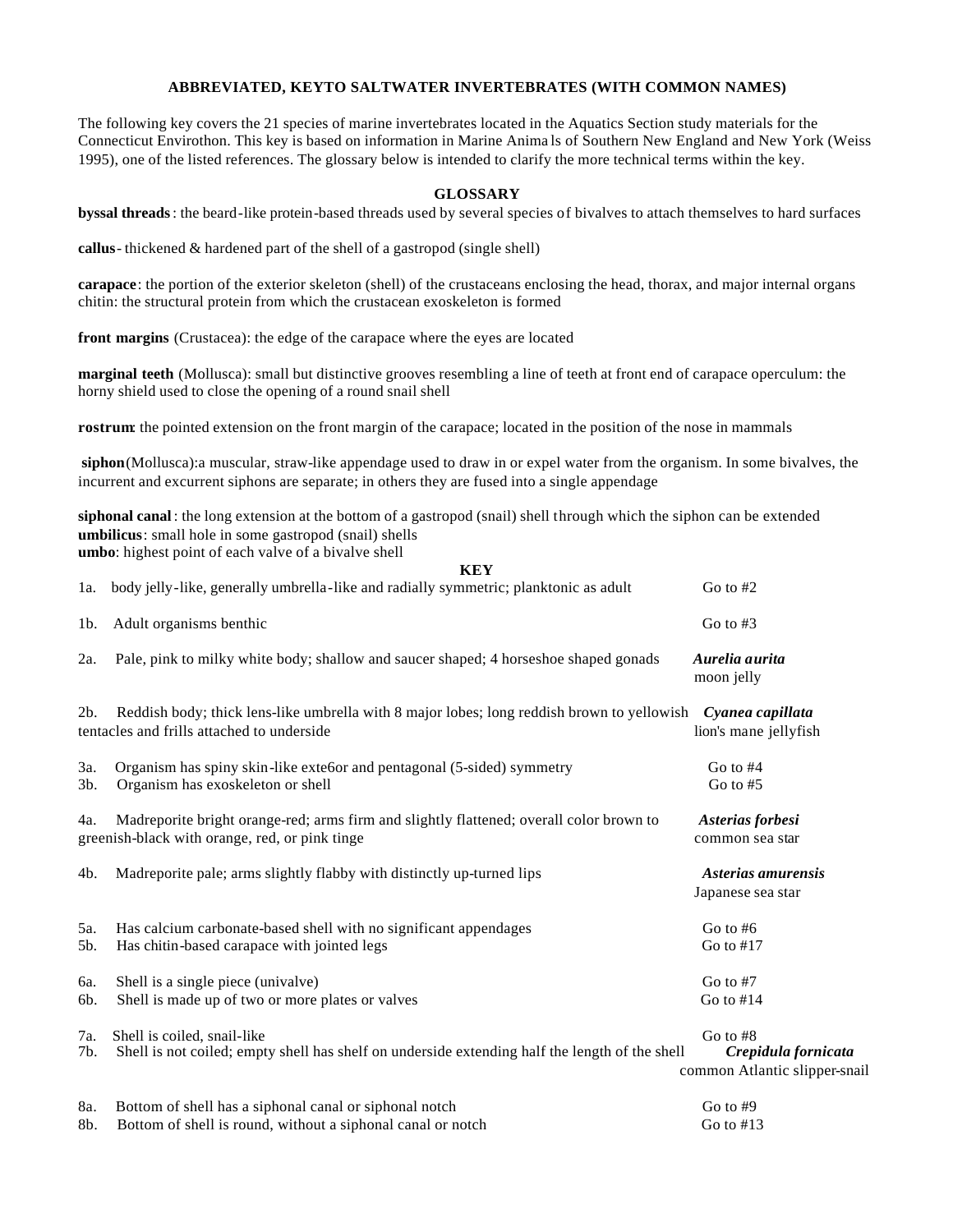## ABBREVIATED, KEYTO SALTWATER INVERTEBRATES (WITH COMMON NAMES)

The following key covers the 21 species of marine invertebrates located in the Aquatics Section study materials for the Connecticut Envirothon. This key is based on information in Marine Anima ls of Southern New England and New York (Weiss 1995), one of the listed references. The glossary below is intended to clarify the more technical terms within the key.

### GLOSSARY

**byssal threads**: the beard-like protein-based threads used by several species of bivalves to attach themselves to hard surfaces

**callus**- thickened & hardened part of the shell of a gastropod (single shell)

**carapace**: the portion of the exterior skeleton (shell) of the crustaceans enclosing the head, thorax, and major internal organs chitin: the structural protein from which the crustacean exoskeleton is formed

**front margins** (Crustacea): the edge of the carapace where the eyes are located

**marginal teeth** (Mollusca): small but distinctive grooves resembling a line of teeth at front end of carapace operculum: the horny shield used to close the opening of a round snail shell

**rostrum**: the pointed extension on the front margin of the carapace; located in the position of the nose in mammals

**siphon**(Mollusca):a muscular, straw-like appendage used to draw in or expel water from the organism. In some bivalves, the incurrent and excurrent siphons are separate; in others they are fused into a single appendage

**siphonal canal**: the long extension at the bottom of a gastropod (snail) shell through which the siphon can be extended
**umbilicus**: small hole in some gastropod (snail) shells
**umbo**: highest point of each valve of a bivalve shell

### KEY

| | | |
|---|---|---|
| 1a. | body jelly-like, generally umbrella-like and radially symmetric; planktonic as adult | Go to #2 |
| 1b. | Adult organisms benthic | Go to #3 |
| 2a. | Pale, pink to milky white body; shallow and saucer shaped; 4 horseshoe shaped gonads | ***Aurelia aurita*** moon jelly |
| 2b. | Reddish body; thick lens-like umbrella with 8 major lobes; long reddish brown to yellowish tentacles and frills attached to underside | ***Cyanea capillata*** lion's mane jellyfish |
| 3a. | Organism has spiny skin-like exte6or and pentagonal (5-sided) symmetry | Go to #4 |
| 3b. | Organism has exoskeleton or shell | Go to #5 |
| 4a. | Madreporite bright orange-red; arms firm and slightly flattened; overall color brown to greenish-black with orange, red, or pink tinge | ***Asterias forbesi*** common sea star |
| 4b. | Madreporite pale; arms slightly flabby with distinctly up-turned lips | ***Asterias amurensis*** Japanese sea star |
| 5a. | Has calcium carbonate-based shell with no significant appendages | Go to #6 |
| 5b. | Has chitin-based carapace with jointed legs | Go to #17 |
| 6a. | Shell is a single piece (univalve) | Go to #7 |
| 6b. | Shell is made up of two or more plates or valves | Go to #14 |
| 7a. | Shell is coiled, snail-like | Go to #8 |
| 7b. | Shell is not coiled; empty shell has shelf on underside extending half the length of the shell | ***Crepidula fornicata*** common Atlantic slipper-snail |
| 8a. | Bottom of shell has a siphonal canal or siphonal notch | Go to #9 |
| 8b. | Bottom of shell is round, without a siphonal canal or notch | Go to #13 |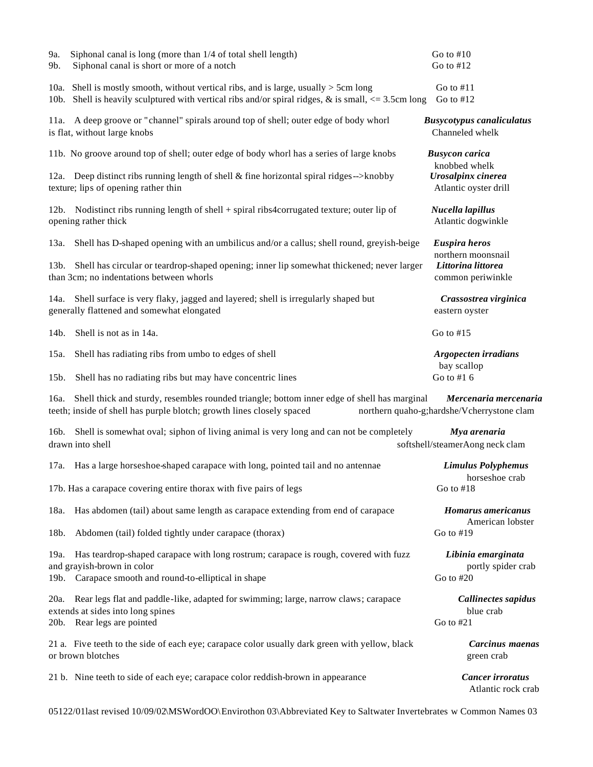9a. Siphonal canal is long (more than 1/4 of total shell length) — Go to #10
9b. Siphonal canal is short or more of a notch — Go to #12

10a. Shell is mostly smooth, without vertical ribs, and is large, usually > 5cm long — Go to #11
10b. Shell is heavily sculptured with vertical ribs and/or spiral ridges, & is small, <= 3.5cm long — Go to #12

11a. A deep groove or "channel" spirals around top of shell; outer edge of body whorl is flat, without large knobs — ***Busycotypus canaliculatus*** Channeled whelk

11b. No groove around top of shell; outer edge of body whorl has a series of large knobs — ***Busycon carica*** knobbed whelk

12a. Deep distinct ribs running length of shell & fine horizontal spiral ridges-->knobby texture; lips of opening rather thin — ***Urosalpinx cinerea*** Atlantic oyster drill

12b. Nodistinct ribs running length of shell + spiral ribs4corrugated texture; outer lip of opening rather thick — ***Nucella lapillus*** Atlantic dogwinkle

13a. Shell has D-shaped opening with an umbilicus and/or a callus; shell round, greyish-beige — ***Euspira heros*** northern moonsnail

13b. Shell has circular or teardrop-shaped opening; inner lip somewhat thickened; never larger than 3cm; no indentations between whorls — ***Littorina littorea*** common periwinkle

14a. Shell surface is very flaky, jagged and layered; shell is irregularly shaped but generally flattened and somewhat elongated — ***Crassostrea virginica*** eastern oyster

14b. Shell is not as in 14a. — Go to #15

15a. Shell has radiating ribs from umbo to edges of shell — ***Argopecten irradians*** bay scallop

15b. Shell has no radiating ribs but may have concentric lines — Go to #1 6

16a. Shell thick and sturdy, resembles rounded triangle; bottom inner edge of shell has marginal teeth; inside of shell has purple blotch; growth lines closely spaced — ***Mercenaria mercenaria*** northern quaho-g;hardshe/Vcherrystone clam

16b. Shell is somewhat oval; siphon of living animal is very long and can not be completely drawn into shell — ***Mya arenaria*** softshell/steamerAong neck clam

17a. Has a large horseshoe-shaped carapace with long, pointed tail and no antennae — ***Limulus Polyphemus*** horseshoe crab

17b. Has a carapace covering entire thorax with five pairs of legs — Go to #18

18a. Has abdomen (tail) about same length as carapace extending from end of carapace — ***Homarus americanus*** American lobster

18b. Abdomen (tail) folded tightly under carapace (thorax) — Go to #19

19a. Has teardrop-shaped carapace with long rostrum; carapace is rough, covered with fuzz and grayish-brown in color — ***Libinia emarginata*** portly spider crab

19b. Carapace smooth and round-to-elliptical in shape — Go to #20

20a. Rear legs flat and paddle-like, adapted for swimming; large, narrow claws; carapace extends at sides into long spines — ***Callinectes sapidus*** blue crab

20b. Rear legs are pointed — Go to #21

21 a. Five teeth to the side of each eye; carapace color usually dark green with yellow, black or brown blotches — ***Carcinus maenas*** green crab

21 b. Nine teeth to side of each eye; carapace color reddish-brown in appearance — ***Cancer irroratus*** Atlantic rock crab

05122/01last revised 10/09/02\MSWordOO\Envirothon 03\Abbreviated Key to Saltwater Invertebrates w Common Names 03